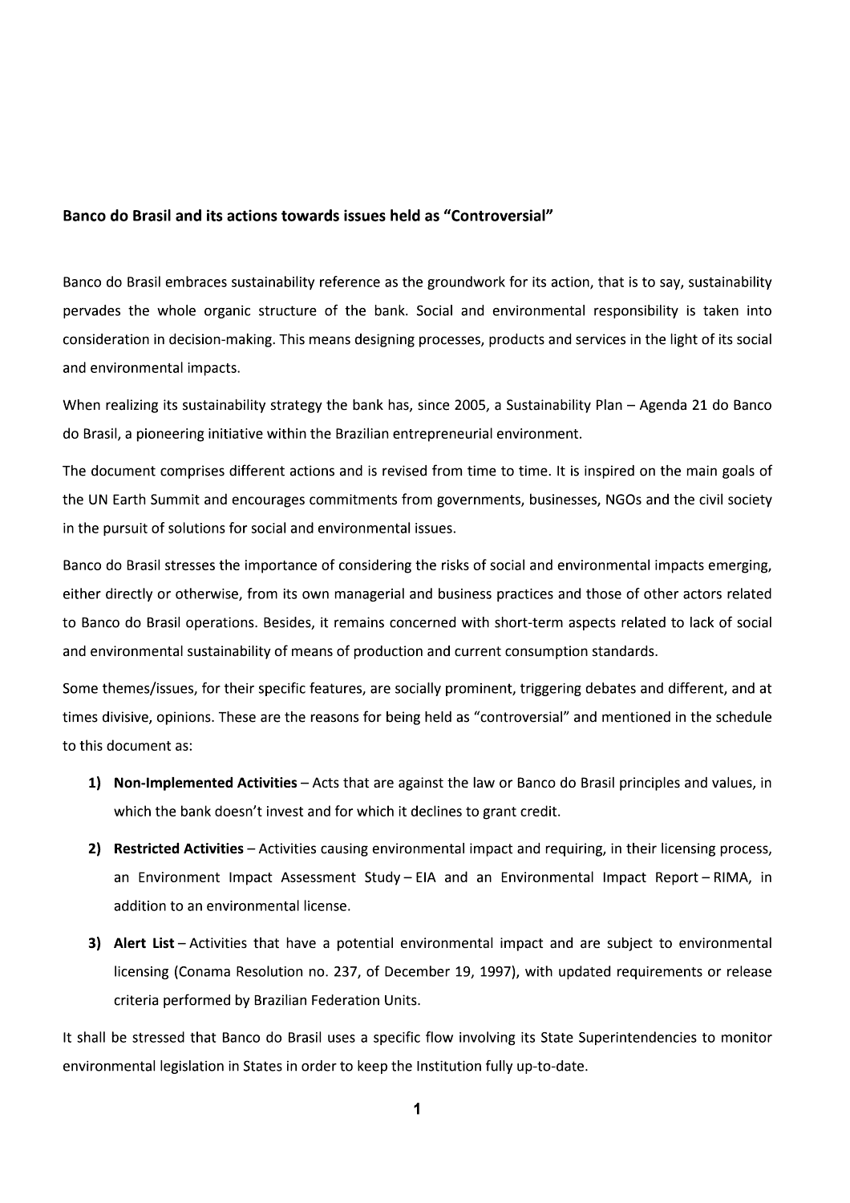## Banco do Brasil and its actions towards issues held as "Controversial"

Banco do Brasil embraces sustainability reference as the groundwork for its action, that is to say, sustainability pervades the whole organic structure of the bank. Social and environmental responsibility is taken into consideration in decision-making. This means designing processes, products and services in the light of its social and environmental impacts.

When realizing its sustainability strategy the bank has, since 2005, a Sustainability Plan – Agenda 21 do Banco do Brasil, a pioneering initiative within the Brazilian entrepreneurial environment.

The document comprises different actions and is revised from time to time. It is inspired on the main goals of the UN Earth Summit and encourages commitments from governments, businesses, NGOs and the civil society in the pursuit of solutions for social and environmental issues.

Banco do Brasil stresses the importance of considering the risks of social and environmental impacts emerging, either directly or otherwise, from its own managerial and business practices and those of other actors related to Banco do Brasil operations. Besides, it remains concerned with short-term aspects related to lack of social and environmental sustainability of means of production and current consumption standards.

Some themes/issues, for their specific features, are socially prominent, triggering debates and different, and at times divisive, opinions. These are the reasons for being held as "controversial" and mentioned in the schedule to this document as:

1) **Non-Implemented Activities** – Acts that are against the law or Banco do Brasil principles and values, in which the bank doesn't invest and for which it declines to grant credit.
2) **Restricted Activities** – Activities causing environmental impact and requiring, in their licensing process, an Environment Impact Assessment Study – EIA and an Environmental Impact Report – RIMA, in addition to an environmental license.
3) **Alert List** – Activities that have a potential environmental impact and are subject to environmental licensing (Conama Resolution no. 237, of December 19, 1997), with updated requirements or release criteria performed by Brazilian Federation Units.

It shall be stressed that Banco do Brasil uses a specific flow involving its State Superintendencies to monitor environmental legislation in States in order to keep the Institution fully up-to-date.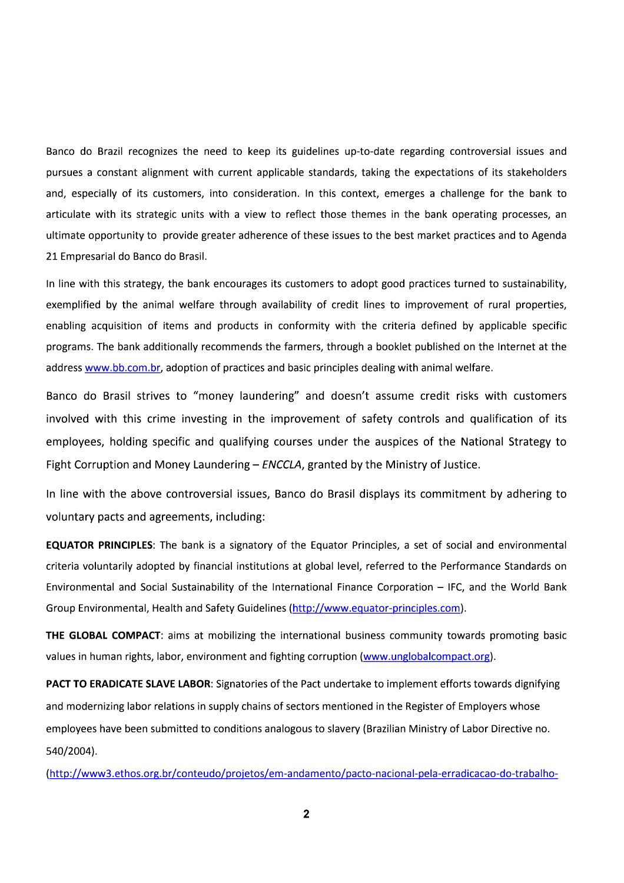Banco do Brazil recognizes the need to keep its guidelines up-to-date regarding controversial issues and pursues a constant alignment with current applicable standards, taking the expectations of its stakeholders and, especially of its customers, into consideration. In this context, emerges a challenge for the bank to articulate with its strategic units with a view to reflect those themes in the bank operating processes, an ultimate opportunity to provide greater adherence of these issues to the best market practices and to Agenda 21 Empresarial do Banco do Brasil.

In line with this strategy, the bank encourages its customers to adopt good practices turned to sustainability, exemplified by the animal welfare through availability of credit lines to improvement of rural properties, enabling acquisition of items and products in conformity with the criteria defined by applicable specific programs. The bank additionally recommends the farmers, through a booklet published on the Internet at the address [www.bb.com.br](www.bb.com.br), adoption of practices and basic principles dealing with animal welfare.

Banco do Brasil strives to "money laundering" and doesn't assume credit risks with customers involved with this crime investing in the improvement of safety controls and qualification of its employees, holding specific and qualifying courses under the auspices of the National Strategy to Fight Corruption and Money Laundering – *ENCCLA*, granted by the Ministry of Justice.

In line with the above controversial issues, Banco do Brasil displays its commitment by adhering to voluntary pacts and agreements, including:

**EQUATOR PRINCIPLES**: The bank is a signatory of the Equator Principles, a set of social and environmental criteria voluntarily adopted by financial institutions at global level, referred to the Performance Standards on Environmental and Social Sustainability of the International Finance Corporation – IFC, and the World Bank Group Environmental, Health and Safety Guidelines ([http://www.equator-principles.com](http://www.equator-principles.com)).

**THE GLOBAL COMPACT**: aims at mobilizing the international business community towards promoting basic values in human rights, labor, environment and fighting corruption ([www.unglobalcompact.org](www.unglobalcompact.org)).

**PACT TO ERADICATE SLAVE LABOR**: Signatories of the Pact undertake to implement efforts towards dignifying and modernizing labor relations in supply chains of sectors mentioned in the Register of Employers whose employees have been submitted to conditions analogous to slavery (Brazilian Ministry of Labor Directive no. 540/2004).

(http://www3.ethos.org.br/conteudo/projetos/em-andamento/pacto-nacional-pela-erradicacao-do-trabalho-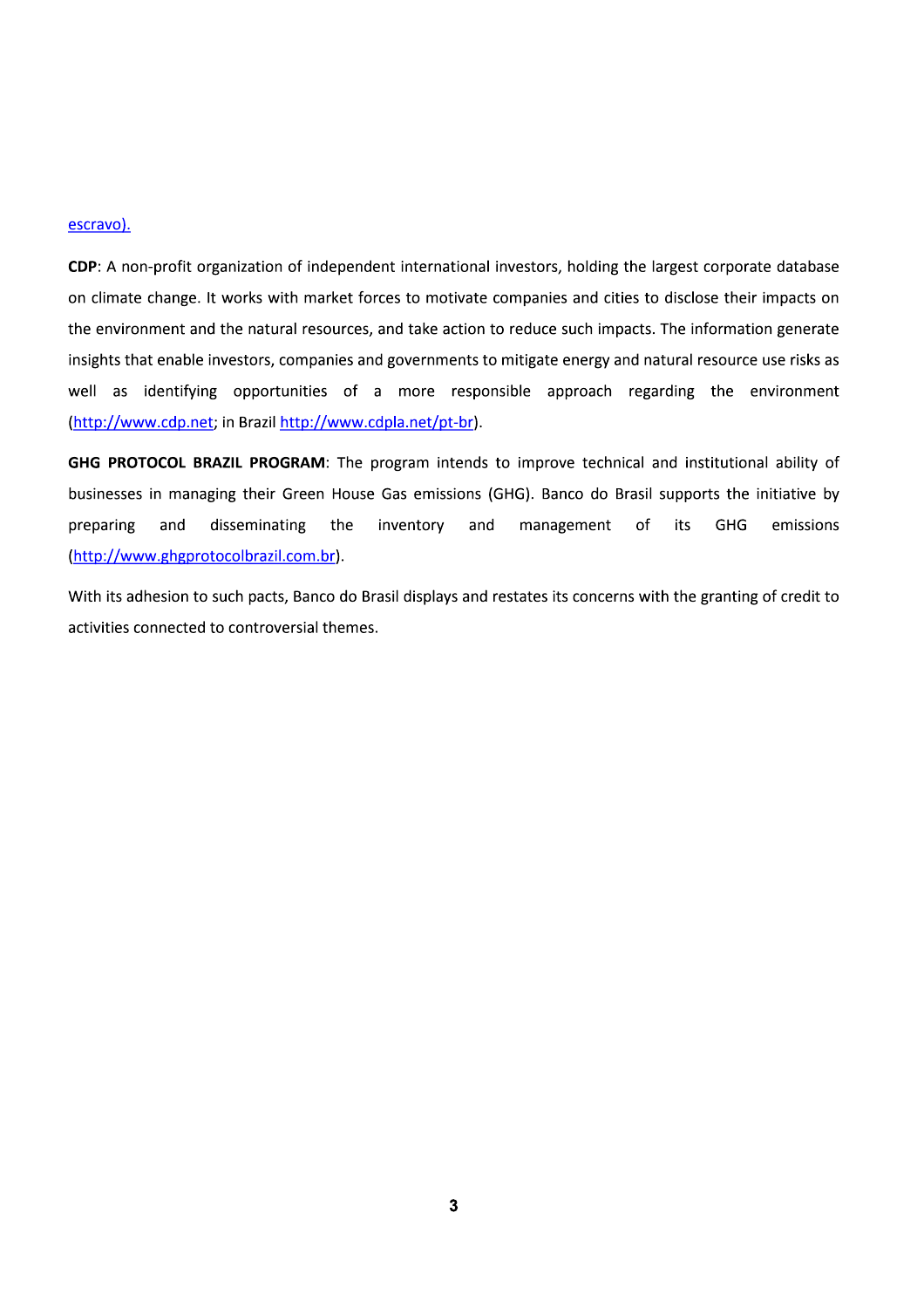escravo).

**CDP**: A non-profit organization of independent international investors, holding the largest corporate database on climate change. It works with market forces to motivate companies and cities to disclose their impacts on the environment and the natural resources, and take action to reduce such impacts. The information generate insights that enable investors, companies and governments to mitigate energy and natural resource use risks as well as identifying opportunities of a more responsible approach regarding the environment (http://www.cdp.net; in Brazil http://www.cdpla.net/pt-br).

**GHG PROTOCOL BRAZIL PROGRAM**: The program intends to improve technical and institutional ability of businesses in managing their Green House Gas emissions (GHG). Banco do Brasil supports the initiative by preparing and disseminating the inventory and management of its GHG emissions (http://www.ghgprotocolbrazil.com.br).

With its adhesion to such pacts, Banco do Brasil displays and restates its concerns with the granting of credit to activities connected to controversial themes.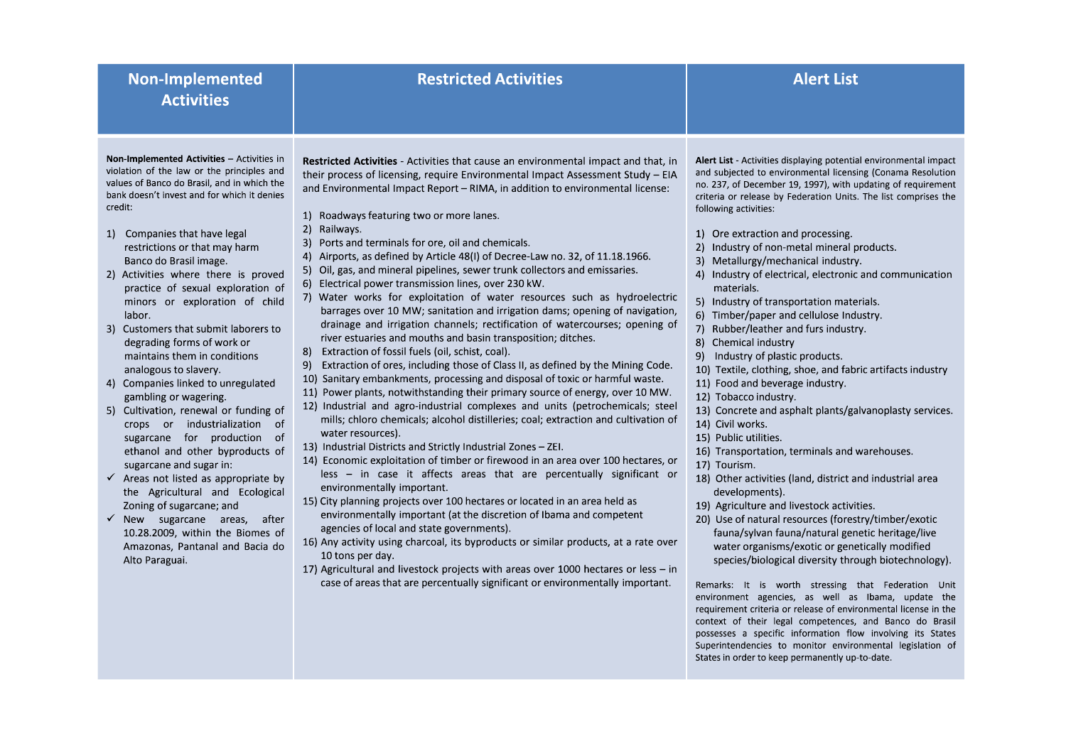| Non-Implemented Activities | Restricted Activities | Alert List |
|---|---|---|
| **Non-Implemented Activities** – Activities in violation of the law or the principles and values of Banco do Brasil, and in which the bank doesn't invest and for which it denies credit:<br><br>1) Companies that have legal restrictions or that may harm Banco do Brasil image.<br>2) Activities where there is proved practice of sexual exploration of minors or exploration of child labor.<br>3) Customers that submit laborers to degrading forms of work or maintains them in conditions analogous to slavery.<br>4) Companies linked to unregulated gambling or wagering.<br>5) Cultivation, renewal or funding of crops or industrialization of sugarcane for production of ethanol and other byproducts of sugarcane and sugar in:<br>✓ Areas not listed as appropriate by the Agricultural and Ecological Zoning of sugarcane; and<br>✓ New sugarcane areas, after 10.28.2009, within the Biomes of Amazonas, Pantanal and Bacia do Alto Paraguai. | **Restricted Activities** - Activities that cause an environmental impact and that, in their process of licensing, require Environmental Impact Assessment Study – EIA and Environmental Impact Report – RIMA, in addition to environmental license:<br><br>1) Roadways featuring two or more lanes.<br>2) Railways.<br>3) Ports and terminals for ore, oil and chemicals.<br>4) Airports, as defined by Article 48(I) of Decree-Law no. 32, of 11.18.1966.<br>5) Oil, gas, and mineral pipelines, sewer trunk collectors and emissaries.<br>6) Electrical power transmission lines, over 230 kW.<br>7) Water works for exploitation of water resources such as hydroelectric barrages over 10 MW; sanitation and irrigation dams; opening of navigation, drainage and irrigation channels; rectification of watercourses; opening of river estuaries and mouths and basin transposition; ditches.<br>8) Extraction of fossil fuels (oil, schist, coal).<br>9) Extraction of ores, including those of Class II, as defined by the Mining Code.<br>10) Sanitary embankments, processing and disposal of toxic or harmful waste.<br>11) Power plants, notwithstanding their primary source of energy, over 10 MW.<br>12) Industrial and agro-industrial complexes and units (petrochemicals; steel mills; chloro chemicals; alcohol distilleries; coal; extraction and cultivation of water resources).<br>13) Industrial Districts and Strictly Industrial Zones – ZEI.<br>14) Economic exploitation of timber or firewood in an area over 100 hectares, or less – in case it affects areas that are percentually significant or environmentally important.<br>15) City planning projects over 100 hectares or located in an area held as environmentally important (at the discretion of Ibama and competent agencies of local and state governments).<br>16) Any activity using charcoal, its byproducts or similar products, at a rate over 10 tons per day.<br>17) Agricultural and livestock projects with areas over 1000 hectares or less – in case of areas that are percentually significant or environmentally important. | **Alert List** - Activities displaying potential environmental impact and subjected to environmental licensing (Conama Resolution no. 237, of December 19, 1997), with updating of requirement criteria or release by Federation Units. The list comprises the following activities:<br><br>1) Ore extraction and processing.<br>2) Industry of non-metal mineral products.<br>3) Metallurgy/mechanical industry.<br>4) Industry of electrical, electronic and communication materials.<br>5) Industry of transportation materials.<br>6) Timber/paper and cellulose Industry.<br>7) Rubber/leather and furs industry.<br>8) Chemical industry<br>9) Industry of plastic products.<br>10) Textile, clothing, shoe, and fabric artifacts industry<br>11) Food and beverage industry.<br>12) Tobacco industry.<br>13) Concrete and asphalt plants/galvanoplasty services.<br>14) Civil works.<br>15) Public utilities.<br>16) Transportation, terminals and warehouses.<br>17) Tourism.<br>18) Other activities (land, district and industrial area developments).<br>19) Agriculture and livestock activities.<br>20) Use of natural resources (forestry/timber/exotic fauna/sylvan fauna/natural genetic heritage/live water organisms/exotic or genetically modified species/biological diversity through biotechnology).<br><br>Remarks: It is worth stressing that Federation Unit environment agencies, as well as Ibama, update the requirement criteria or release of environmental license in the context of their legal competences, and Banco do Brasil possesses a specific information flow involving its States Superintendencies to monitor environmental legislation of States in order to keep permanently up-to-date. |